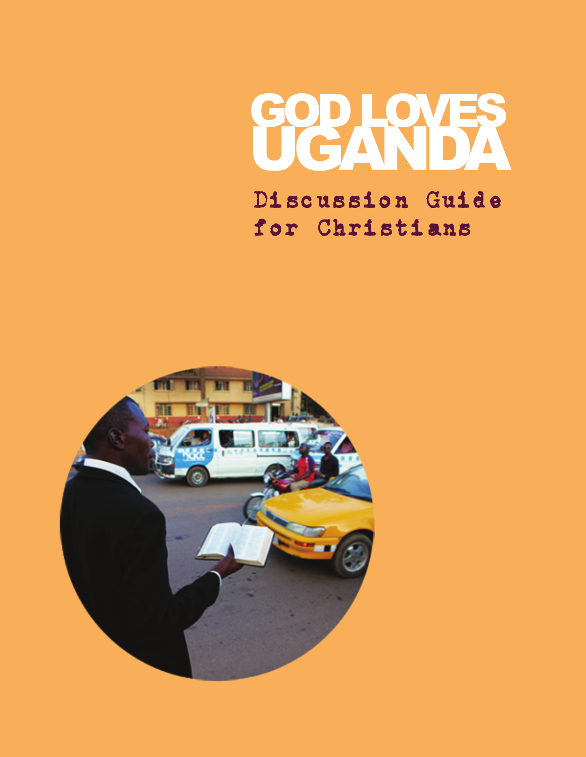# GOD LOVES UGANDA

## Discussion Guide for Christians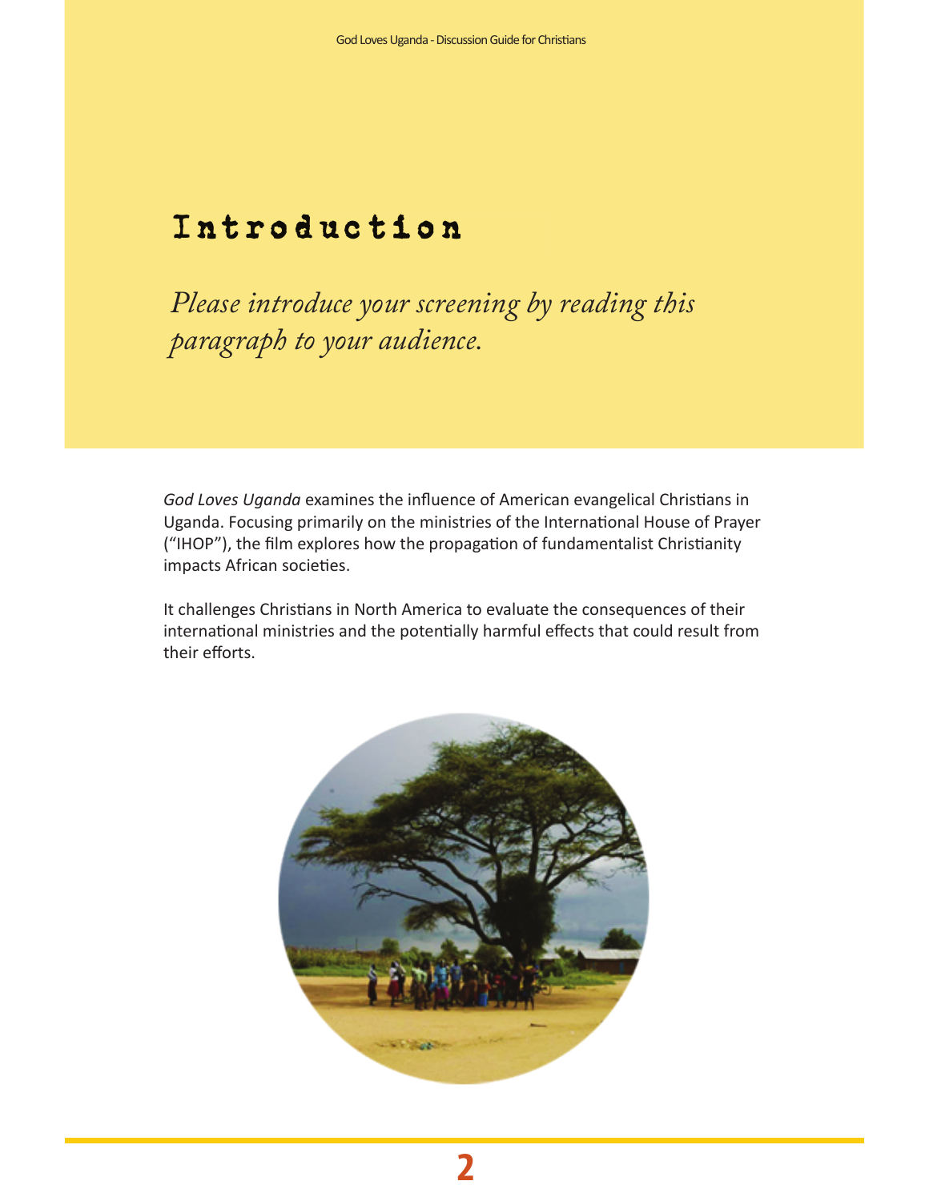# Introduction

*Please introduce your screening by reading this paragraph to your audience.*

*God Loves Uganda* examines the influence of American evangelical Christians in Uganda. Focusing primarily on the ministries of the International House of Prayer ("IHOP"), the film explores how the propagation of fundamentalist Christianity impacts African societies.

It challenges Christians in North America to evaluate the consequences of their international ministries and the potentially harmful effects that could result from their efforts.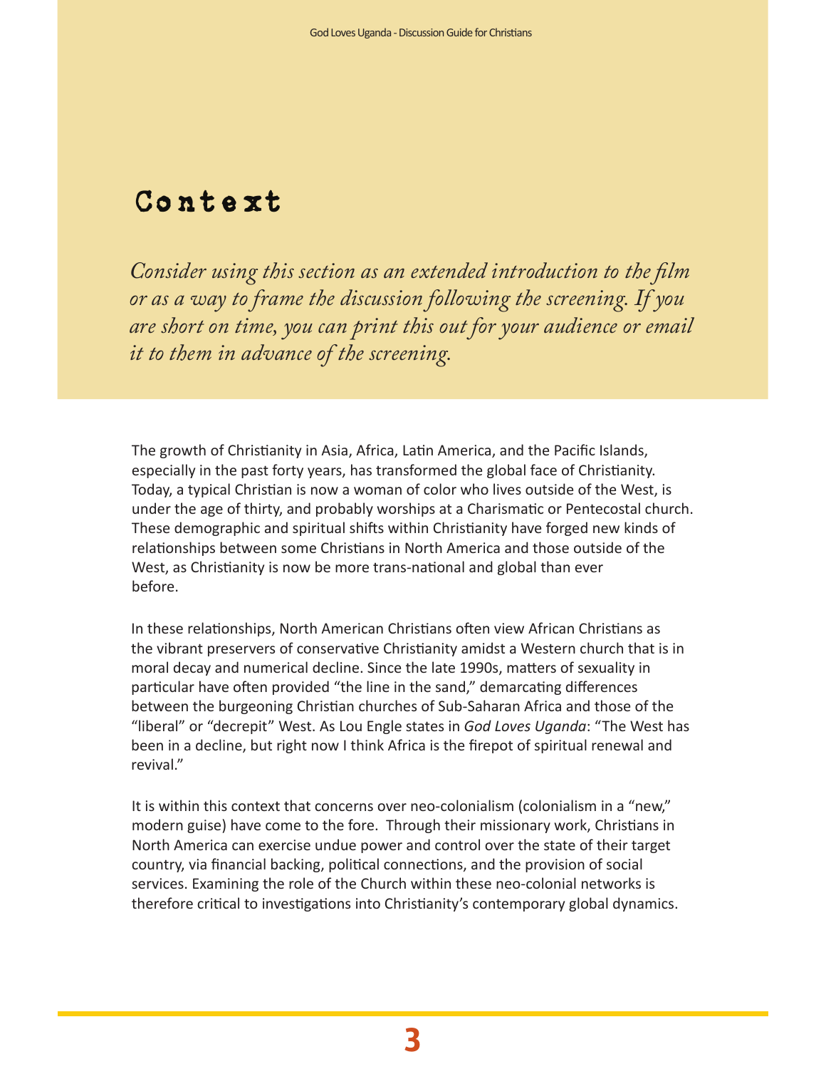# Context

*Consider using this section as an extended introduction to the film or as a way to frame the discussion following the screening. If you are short on time, you can print this out for your audience or email it to them in advance of the screening.*

The growth of Christianity in Asia, Africa, Latin America, and the Pacific Islands, especially in the past forty years, has transformed the global face of Christianity. Today, a typical Christian is now a woman of color who lives outside of the West, is under the age of thirty, and probably worships at a Charismatic or Pentecostal church. These demographic and spiritual shifts within Christianity have forged new kinds of relationships between some Christians in North America and those outside of the West, as Christianity is now be more trans-national and global than ever before.

In these relationships, North American Christians often view African Christians as the vibrant preservers of conservative Christianity amidst a Western church that is in moral decay and numerical decline. Since the late 1990s, matters of sexuality in particular have often provided "the line in the sand," demarcating differences between the burgeoning Christian churches of Sub-Saharan Africa and those of the "liberal" or "decrepit" West. As Lou Engle states in *God Loves Uganda*: "The West has been in a decline, but right now I think Africa is the firepot of spiritual renewal and revival."

It is within this context that concerns over neo-colonialism (colonialism in a "new," modern guise) have come to the fore. Through their missionary work, Christians in North America can exercise undue power and control over the state of their target country, via financial backing, political connections, and the provision of social services. Examining the role of the Church within these neo-colonial networks is therefore critical to investigations into Christianity's contemporary global dynamics.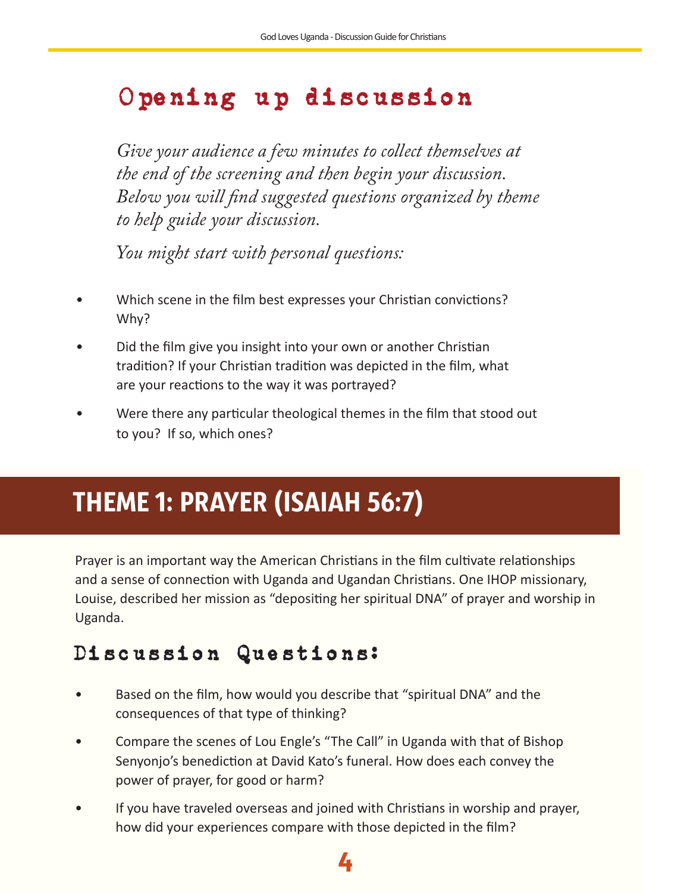## Opening up discussion

*Give your audience a few minutes to collect themselves at the end of the screening and then begin your discussion. Below you will find suggested questions organized by theme to help guide your discussion.*

*You might start with personal questions:*

- Which scene in the film best expresses your Christian convictions? Why?
- Did the film give you insight into your own or another Christian tradition? If your Christian tradition was depicted in the film, what are your reactions to the way it was portrayed?
- Were there any particular theological themes in the film that stood out to you? If so, which ones?

## THEME 1: PRAYER (ISAIAH 56:7)

Prayer is an important way the American Christians in the film cultivate relationships and a sense of connection with Uganda and Ugandan Christians. One IHOP missionary, Louise, described her mission as "depositing her spiritual DNA" of prayer and worship in Uganda.

### Discussion Questions:

- Based on the film, how would you describe that "spiritual DNA" and the consequences of that type of thinking?
- Compare the scenes of Lou Engle's "The Call" in Uganda with that of Bishop Senyonjo's benediction at David Kato's funeral. How does each convey the power of prayer, for good or harm?
- If you have traveled overseas and joined with Christians in worship and prayer, how did your experiences compare with those depicted in the film?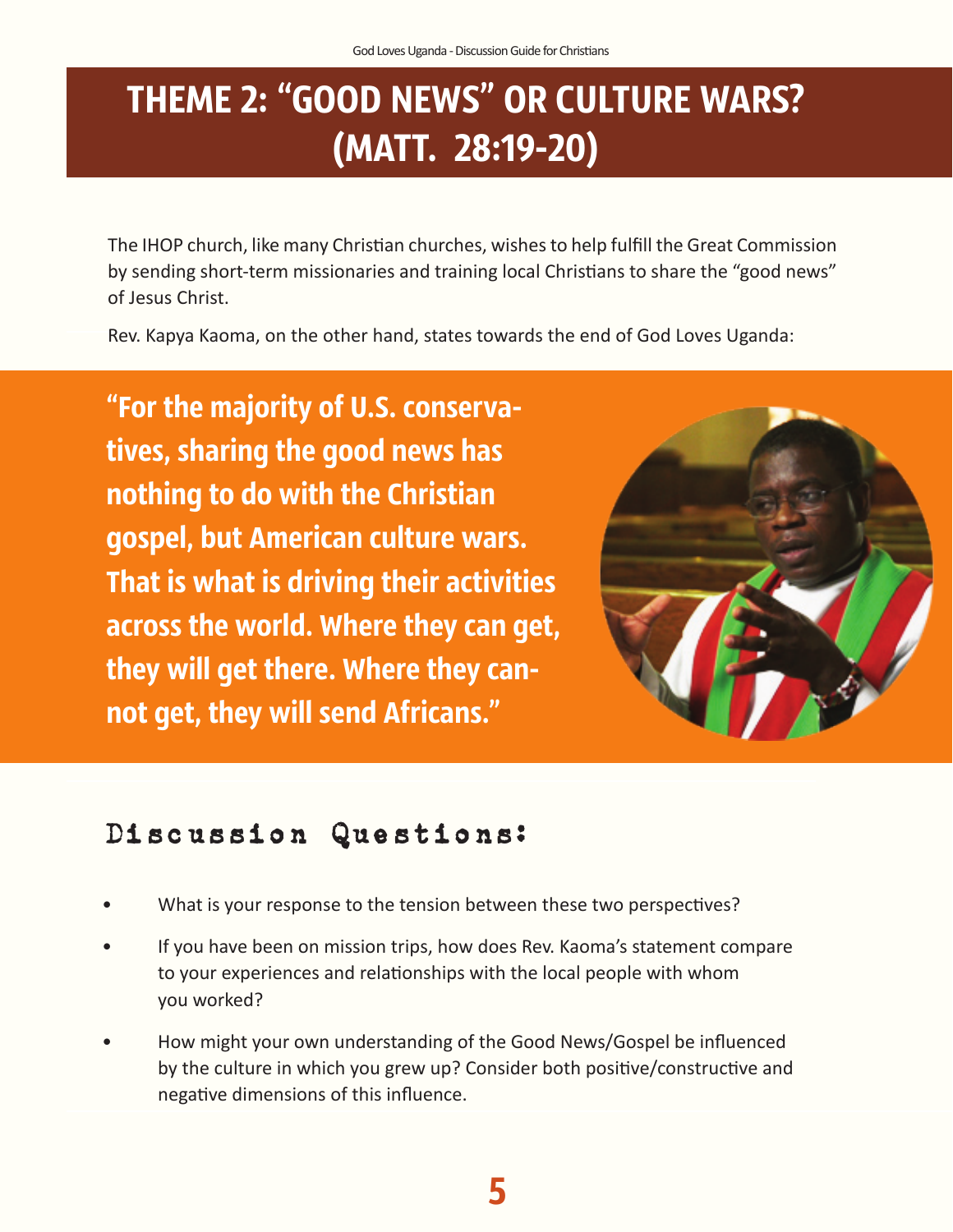# THEME 2: "GOOD NEWS" OR CULTURE WARS? (MATT. 28:19-20)

The IHOP church, like many Christian churches, wishes to help fulfill the Great Commission by sending short-term missionaries and training local Christians to share the "good news" of Jesus Christ.

Rev. Kapya Kaoma, on the other hand, states towards the end of God Loves Uganda:

> **"For the majority of U.S. conservatives, sharing the good news has nothing to do with the Christian gospel, but American culture wars. That is what is driving their activities across the world. Where they can get, they will get there. Where they cannot get, they will send Africans."**

## Discussion Questions:

- What is your response to the tension between these two perspectives?
- If you have been on mission trips, how does Rev. Kaoma's statement compare to your experiences and relationships with the local people with whom you worked?
- How might your own understanding of the Good News/Gospel be influenced by the culture in which you grew up? Consider both positive/constructive and negative dimensions of this influence.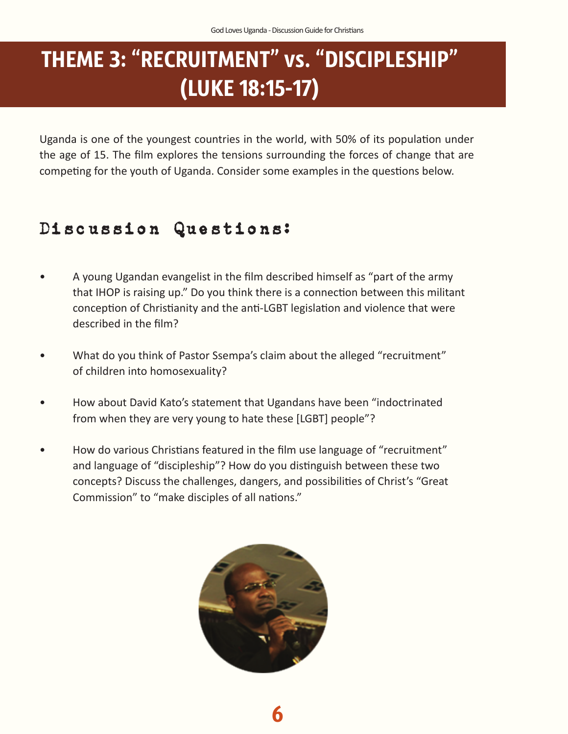# THEME 3: "RECRUITMENT" vs. "DISCIPLESHIP" (LUKE 18:15-17)

Uganda is one of the youngest countries in the world, with 50% of its population under the age of 15. The film explores the tensions surrounding the forces of change that are competing for the youth of Uganda. Consider some examples in the questions below.

## Discussion Questions:

- A young Ugandan evangelist in the film described himself as "part of the army that IHOP is raising up." Do you think there is a connection between this militant conception of Christianity and the anti-LGBT legislation and violence that were described in the film?
- What do you think of Pastor Ssempa's claim about the alleged "recruitment" of children into homosexuality?
- How about David Kato's statement that Ugandans have been "indoctrinated from when they are very young to hate these [LGBT] people"?
- How do various Christians featured in the film use language of "recruitment" and language of "discipleship"? How do you distinguish between these two concepts? Discuss the challenges, dangers, and possibilities of Christ's "Great Commission" to "make disciples of all nations."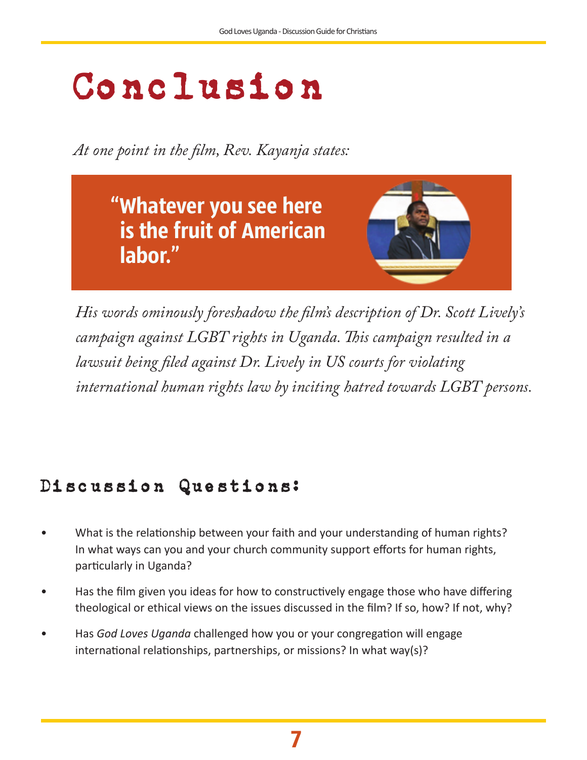# Conclusion

*At one point in the film, Rev. Kayanja states:*

> **"Whatever you see here is the fruit of American labor."**

*His words ominously foreshadow the film's description of Dr. Scott Lively's campaign against LGBT rights in Uganda. This campaign resulted in a lawsuit being filed against Dr. Lively in US courts for violating international human rights law by inciting hatred towards LGBT persons.*

## Discussion Questions:

- What is the relationship between your faith and your understanding of human rights? In what ways can you and your church community support efforts for human rights, particularly in Uganda?
- Has the film given you ideas for how to constructively engage those who have differing theological or ethical views on the issues discussed in the film? If so, how? If not, why?
- Has *God Loves Uganda* challenged how you or your congregation will engage international relationships, partnerships, or missions? In what way(s)?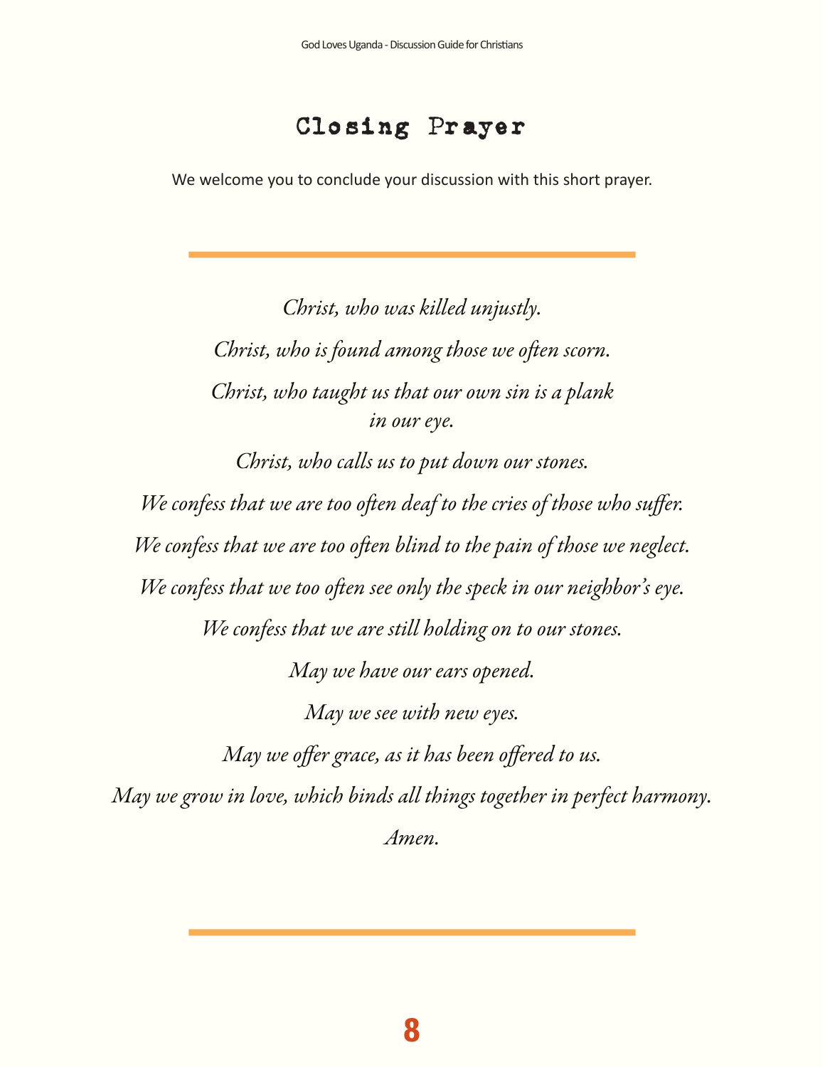# Closing Prayer

We welcome you to conclude your discussion with this short prayer.

---

*Christ, who was killed unjustly.*

*Christ, who is found among those we often scorn.*

*Christ, who taught us that our own sin is a plank in our eye.*

*Christ, who calls us to put down our stones.*

*We confess that we are too often deaf to the cries of those who suffer.*

*We confess that we are too often blind to the pain of those we neglect.*

*We confess that we too often see only the speck in our neighbor's eye.*

*We confess that we are still holding on to our stones.*

*May we have our ears opened.*

*May we see with new eyes.*

*May we offer grace, as it has been offered to us.*

*May we grow in love, which binds all things together in perfect harmony.*

*Amen.*

---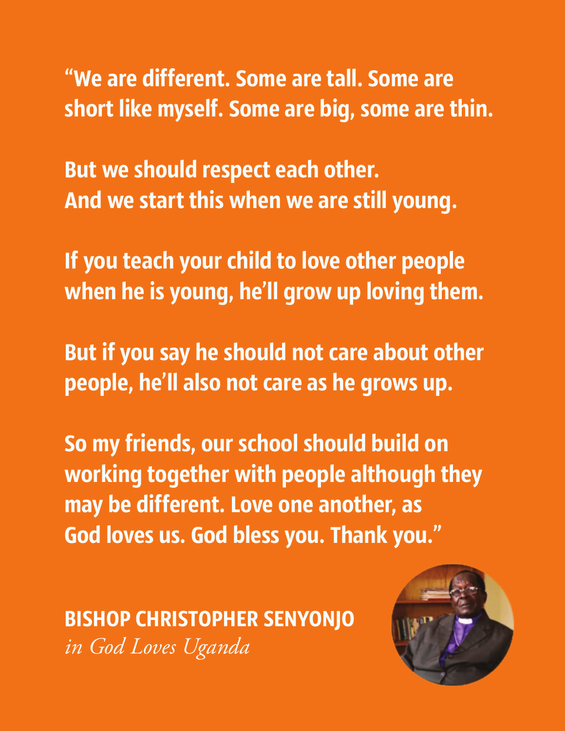**"We are different. Some are tall. Some are short like myself. Some are big, some are thin.**

**But we should respect each other. And we start this when we are still young.**

**If you teach your child to love other people when he is young, he'll grow up loving them.**

**But if you say he should not care about other people, he'll also not care as he grows up.**

**So my friends, our school should build on working together with people although they may be different. Love one another, as God loves us. God bless you. Thank you."**

**BISHOP CHRISTOPHER SENYONJO**
*in God Loves Uganda*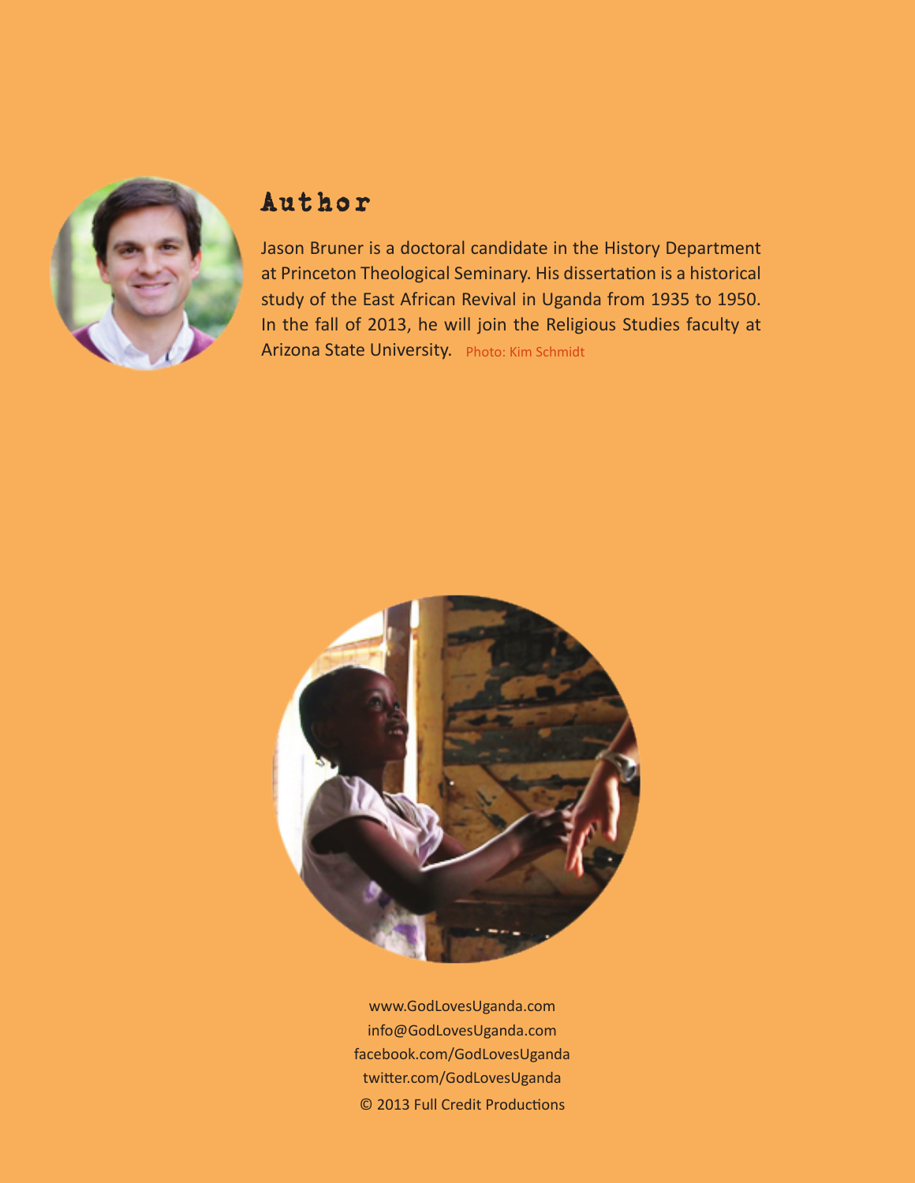## Author

Jason Bruner is a doctoral candidate in the History Department at Princeton Theological Seminary. His dissertation is a historical study of the East African Revival in Uganda from 1935 to 1950. In the fall of 2013, he will join the Religious Studies faculty at Arizona State University. Photo: Kim Schmidt

www.GodLovesUganda.com
info@GodLovesUganda.com
facebook.com/GodLovesUganda
twitter.com/GodLovesUganda
© 2013 Full Credit Productions